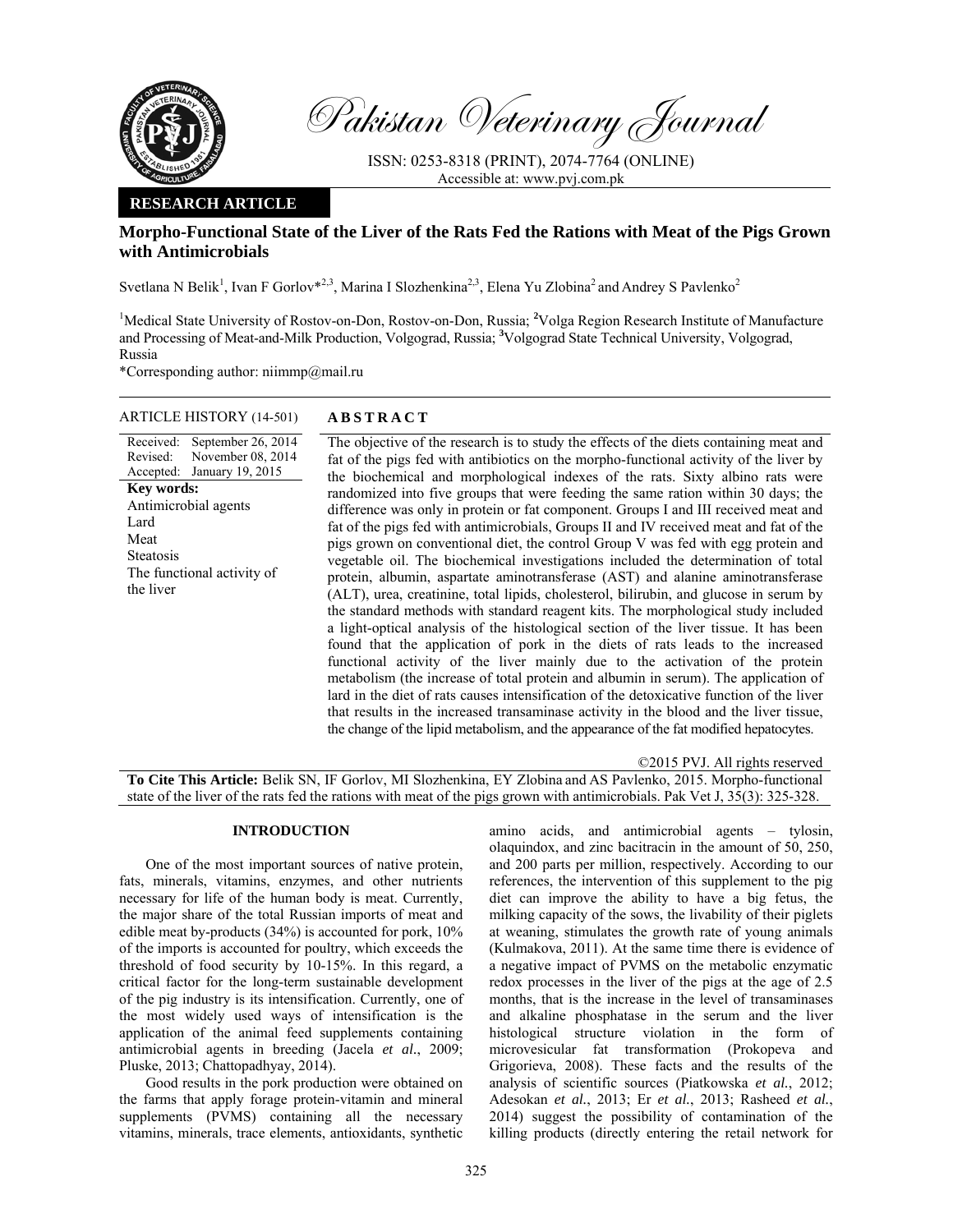Pakistan Veterinary Journal

ISSN: 0253-8318 (PRINT), 2074-7764 (ONLINE)
Accessible at: www.pvj.com.pk

**RESEARCH ARTICLE**

# Morpho-Functional State of the Liver of the Rats Fed the Rations with Meat of the Pigs Grown with Antimicrobials

Svetlana N Belik[1], Ivan F Gorlov*[2,3], Marina I Slozhenkina[2,3], Elena Yu Zlobina[2] and Andrey S Pavlenko[2]

[1]Medical State University of Rostov-on-Don, Rostov-on-Don, Russia; [2]Volga Region Research Institute of Manufacture and Processing of Meat-and-Milk Production, Volgograd, Russia; [3]Volgograd State Technical University, Volgograd, Russia

*Corresponding author: niimmp@mail.ru

**ARTICLE HISTORY** (14-501)

Received: September 26, 2014
Revised: November 08, 2014
Accepted: January 19, 2015

**Key words:**
Antimicrobial agents
Lard
Meat
Steatosis
The functional activity of the liver

## ABSTRACT

The objective of the research is to study the effects of the diets containing meat and fat of the pigs fed with antibiotics on the morpho-functional activity of the liver by the biochemical and morphological indexes of the rats. Sixty albino rats were randomized into five groups that were feeding the same ration within 30 days; the difference was only in protein or fat component. Groups I and III received meat and fat of the pigs fed with antimicrobials, Groups II and IV received meat and fat of the pigs grown on conventional diet, the control Group V was fed with egg protein and vegetable oil. The biochemical investigations included the determination of total protein, albumin, aspartate aminotransferase (AST) and alanine aminotransferase (ALT), urea, creatinine, total lipids, cholesterol, bilirubin, and glucose in serum by the standard methods with standard reagent kits. The morphological study included a light-optical analysis of the histological section of the liver tissue. It has been found that the application of pork in the diets of rats leads to the increased functional activity of the liver mainly due to the activation of the protein metabolism (the increase of total protein and albumin in serum). The application of lard in the diet of rats causes intensification of the detoxicative function of the liver that results in the increased transaminase activity in the blood and the liver tissue, the change of the lipid metabolism, and the appearance of the fat modified hepatocytes.

©2015 PVJ. All rights reserved

**To Cite This Article:** Belik SN, IF Gorlov, MI Slozhenkina, EY Zlobina and AS Pavlenko, 2015. Morpho-functional state of the liver of the rats fed the rations with meat of the pigs grown with antimicrobials. Pak Vet J, 35(3): 325-328.

## INTRODUCTION

One of the most important sources of native protein, fats, minerals, vitamins, enzymes, and other nutrients necessary for life of the human body is meat. Currently, the major share of the total Russian imports of meat and edible meat by-products (34%) is accounted for pork, 10% of the imports is accounted for poultry, which exceeds the threshold of food security by 10-15%. In this regard, a critical factor for the long-term sustainable development of the pig industry is its intensification. Currently, one of the most widely used ways of intensification is the application of the animal feed supplements containing antimicrobial agents in breeding (Jacela *et al*., 2009; Pluske, 2013; Chattopadhyay, 2014).

Good results in the pork production were obtained on the farms that apply forage protein-vitamin and mineral supplements (PVMS) containing all the necessary vitamins, minerals, trace elements, antioxidants, synthetic amino acids, and antimicrobial agents – tylosin, olaquindox, and zinc bacitracin in the amount of 50, 250, and 200 parts per million, respectively. According to our references, the intervention of this supplement to the pig diet can improve the ability to have a big fetus, the milking capacity of the sows, the livability of their piglets at weaning, stimulates the growth rate of young animals (Kulmakova, 2011). At the same time there is evidence of a negative impact of PVMS on the metabolic enzymatic redox processes in the liver of the pigs at the age of 2.5 months, that is the increase in the level of transaminases and alkaline phosphatase in the serum and the liver histological structure violation in the form of microvesicular fat transformation (Prokopeva and Grigorieva, 2008). These facts and the results of the analysis of scientific sources (Piatkowska *et al.*, 2012; Adesokan *et al.*, 2013; Er *et al.*, 2013; Rasheed *et al.*, 2014) suggest the possibility of contamination of the killing products (directly entering the retail network for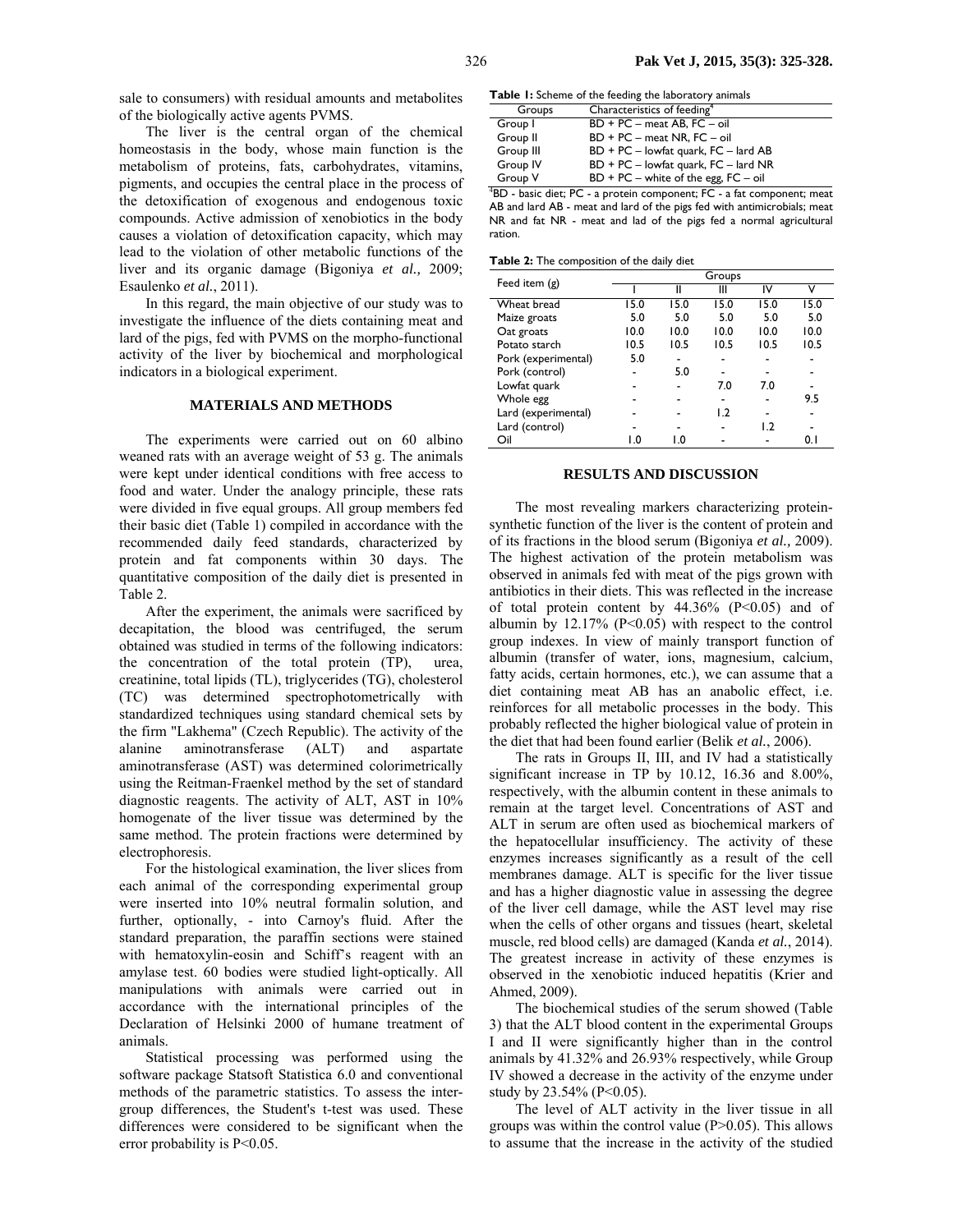sale to consumers) with residual amounts and metabolites of the biologically active agents PVMS.

The liver is the central organ of the chemical homeostasis in the body, whose main function is the metabolism of proteins, fats, carbohydrates, vitamins, pigments, and occupies the central place in the process of the detoxification of exogenous and endogenous toxic compounds. Active admission of xenobiotics in the body causes a violation of detoxification capacity, which may lead to the violation of other metabolic functions of the liver and its organic damage (Bigoniya *et al.,* 2009; Esaulenko *et al.*, 2011).

In this regard, the main objective of our study was to investigate the influence of the diets containing meat and lard of the pigs, fed with PVMS on the morpho-functional activity of the liver by biochemical and morphological indicators in a biological experiment.

## MATERIALS AND METHODS

The experiments were carried out on 60 albino weaned rats with an average weight of 53 g. The animals were kept under identical conditions with free access to food and water. Under the analogy principle, these rats were divided in five equal groups. All group members fed their basic diet (Table 1) compiled in accordance with the recommended daily feed standards, characterized by protein and fat components within 30 days. The quantitative composition of the daily diet is presented in Table 2.

After the experiment, the animals were sacrificed by decapitation, the blood was centrifuged, the serum obtained was studied in terms of the following indicators: the concentration of the total protein (TP), urea, creatinine, total lipids (TL), triglycerides (TG), cholesterol (TC) was determined spectrophotometrically with standardized techniques using standard chemical sets by the firm "Lakhema" (Czech Republic). The activity of the alanine aminotransferase (ALT) and aspartate aminotransferase (AST) was determined colorimetrically using the Reitman-Fraenkel method by the set of standard diagnostic reagents. The activity of ALT, AST in 10% homogenate of the liver tissue was determined by the same method. The protein fractions were determined by electrophoresis.

For the histological examination, the liver slices from each animal of the corresponding experimental group were inserted into 10% neutral formalin solution, and further, optionally, - into Carnoy's fluid. After the standard preparation, the paraffin sections were stained with hematoxylin-eosin and Schiff's reagent with an amylase test. 60 bodies were studied light-optically. All manipulations with animals were carried out in accordance with the international principles of the Declaration of Helsinki 2000 of humane treatment of animals.

Statistical processing was performed using the software package Statsoft Statistica 6.0 and conventional methods of the parametric statistics. To assess the inter-group differences, the Student's t-test was used. These differences were considered to be significant when the error probability is $P<0.05$.

**Table 1:** Scheme of the feeding the laboratory animals

| Groups | Characteristics of feeding[a] |
|---|---|
| Group I | BD + PC – meat AB, FC – oil |
| Group II | BD + PC – meat NR, FC – oil |
| Group III | BD + PC – lowfat quark, FC – lard AB |
| Group IV | BD + PC – lowfat quark, FC – lard NR |
| Group V | BD + PC – white of the egg, FC – oil |

[a]BD - basic diet; PC - a protein component; FC - a fat component; meat AB and lard AB - meat and lard of the pigs fed with antimicrobials; meat NR and fat NR - meat and lad of the pigs fed a normal agricultural ration.

**Table 2:** The composition of the daily diet

| Feed item (g) | Groups | | | | |
|---|---|---|---|---|---|
| | I | II | III | IV | V |
| Wheat bread | 15.0 | 15.0 | 15.0 | 15.0 | 15.0 |
| Maize groats | 5.0 | 5.0 | 5.0 | 5.0 | 5.0 |
| Oat groats | 10.0 | 10.0 | 10.0 | 10.0 | 10.0 |
| Potato starch | 10.5 | 10.5 | 10.5 | 10.5 | 10.5 |
| Pork (experimental) | 5.0 | - | - | - | - |
| Pork (control) | - | 5.0 | - | - | - |
| Lowfat quark | - | - | 7.0 | 7.0 | - |
| Whole egg | - | - | - | - | 9.5 |
| Lard (experimental) | - | - | 1.2 | - | - |
| Lard (control) | - | - | - | 1.2 | - |
| Oil | 1.0 | 1.0 | - | - | 0.1 |

## RESULTS AND DISCUSSION

The most revealing markers characterizing protein-synthetic function of the liver is the content of protein and of its fractions in the blood serum (Bigoniya *et al.,* 2009). The highest activation of the protein metabolism was observed in animals fed with meat of the pigs grown with antibiotics in their diets. This was reflected in the increase of total protein content by 44.36% ($P<0.05$) and of albumin by 12.17% ($P<0.05$) with respect to the control group indexes. In view of mainly transport function of albumin (transfer of water, ions, magnesium, calcium, fatty acids, certain hormones, etc.), we can assume that a diet containing meat AB has an anabolic effect, i.e. reinforces for all metabolic processes in the body. This probably reflected the higher biological value of protein in the diet that had been found earlier (Belik *et al.*, 2006).

The rats in Groups II, III, and IV had a statistically significant increase in TP by 10.12, 16.36 and 8.00%, respectively, with the albumin content in these animals to remain at the target level. Concentrations of AST and ALT in serum are often used as biochemical markers of the hepatocellular insufficiency. The activity of these enzymes increases significantly as a result of the cell membranes damage. ALT is specific for the liver tissue and has a higher diagnostic value in assessing the degree of the liver cell damage, while the AST level may rise when the cells of other organs and tissues (heart, skeletal muscle, red blood cells) are damaged (Kanda *et al.*, 2014). The greatest increase in activity of these enzymes is observed in the xenobiotic induced hepatitis (Krier and Ahmed, 2009).

The biochemical studies of the serum showed (Table 3) that the ALT blood content in the experimental Groups I and II were significantly higher than in the control animals by 41.32% and 26.93% respectively, while Group IV showed a decrease in the activity of the enzyme under study by 23.54% ($P<0.05$).

The level of ALT activity in the liver tissue in all groups was within the control value ($P>0.05$). This allows to assume that the increase in the activity of the studied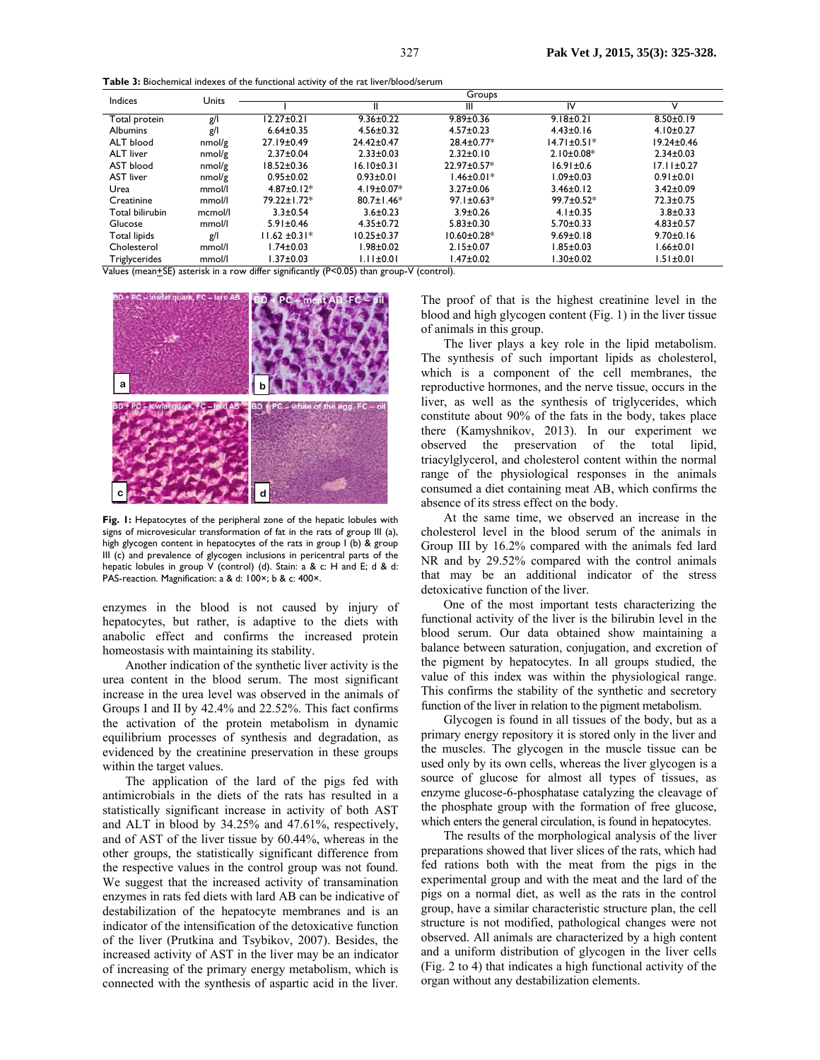**Table 3:** Biochemical indexes of the functional activity of the rat liver/blood/serum

| Indices | Units | Groups | | | | |
|---|---|---|---|---|---|---|
| | | I | II | III | IV | V |
| Total protein | g/l | 12.27±0.21 | 9.36±0.22 | 9.89±0.36 | 9.18±0.21 | 8.50±0.19 |
| Albumins | g/l | 6.64±0.35 | 4.56±0.32 | 4.57±0.23 | 4.43±0.16 | 4.10±0.27 |
| ALT blood | nmol/g | 27.19±0.49 | 24.42±0.47 | 28.4±0.77* | 14.71±0.51* | 19.24±0.46 |
| ALT liver | nmol/g | 2.37±0.04 | 2.33±0.03 | 2.32±0.10 | 2.10±0.08* | 2.34±0.03 |
| AST blood | nmol/g | 18.52±0.36 | 16.10±0.31 | 22.97±0.57* | 16.91±0.6 | 17.11±0.27 |
| AST liver | nmol/g | 0.95±0.02 | 0.93±0.01 | 1.46±0.01* | 1.09±0.03 | 0.91±0.01 |
| Urea | mmol/l | 4.87±0.12* | 4.19±0.07* | 3.27±0.06 | 3.46±0.12 | 3.42±0.09 |
| Creatinine | mmol/l | 79.22±1.72* | 80.7±1.46* | 97.1±0.63* | 99.7±0.52* | 72.3±0.75 |
| Total bilirubin | mcmol/l | 3.3±0.54 | 3.6±0.23 | 3.9±0.26 | 4.1±0.35 | 3.8±0.33 |
| Glucose | mmol/l | 5.91±0.46 | 4.35±0.72 | 5.83±0.30 | 5.70±0.33 | 4.83±0.57 |
| Total lipids | g/l | 11.62 ±0.31* | 10.25±0.37 | 10.60±0.28* | 9.69±0.18 | 9.70±0.16 |
| Cholesterol | mmol/l | 1.74±0.03 | 1.98±0.02 | 2.15±0.07 | 1.85±0.03 | 1.66±0.01 |
| Triglycerides | mmol/l | 1.37±0.03 | 1.11±0.01 | 1.47±0.02 | 1.30±0.02 | 1.51±0.01 |

Values (mean±SE) asterisk in a row differ significantly (P<0.05) than group-V (control).

**Fig. 1:** Hepatocytes of the peripheral zone of the hepatic lobules with signs of microvesicular transformation of fat in the rats of group III (a), high glycogen content in hepatocytes of the rats in group I (b) & group III (c) and prevalence of glycogen inclusions in pericentral parts of the hepatic lobules in group V (control) (d). Stain: a & c: H and E; d & d: PAS-reaction. Magnification: a & d: 100×; b & c: 400×.

enzymes in the blood is not caused by injury of hepatocytes, but rather, is adaptive to the diets with anabolic effect and confirms the increased protein homeostasis with maintaining its stability.

Another indication of the synthetic liver activity is the urea content in the blood serum. The most significant increase in the urea level was observed in the animals of Groups I and II by 42.4% and 22.52%. This fact confirms the activation of the protein metabolism in dynamic equilibrium processes of synthesis and degradation, as evidenced by the creatinine preservation in these groups within the target values.

The application of the lard of the pigs fed with antimicrobials in the diets of the rats has resulted in a statistically significant increase in activity of both AST and ALT in blood by 34.25% and 47.61%, respectively, and of AST of the liver tissue by 60.44%, whereas in the other groups, the statistically significant difference from the respective values in the control group was not found. We suggest that the increased activity of transamination enzymes in rats fed diets with lard AB can be indicative of destabilization of the hepatocyte membranes and is an indicator of the intensification of the detoxicative function of the liver (Prutkina and Tsybikov, 2007). Besides, the increased activity of AST in the liver may be an indicator of increasing of the primary energy metabolism, which is connected with the synthesis of aspartic acid in the liver. The proof of that is the highest creatinine level in the blood and high glycogen content (Fig. 1) in the liver tissue of animals in this group.

The liver plays a key role in the lipid metabolism. The synthesis of such important lipids as cholesterol, which is a component of the cell membranes, the reproductive hormones, and the nerve tissue, occurs in the liver, as well as the synthesis of triglycerides, which constitute about 90% of the fats in the body, takes place there (Kamyshnikov, 2013). In our experiment we observed the preservation of the total lipid, triacylglycerol, and cholesterol content within the normal range of the physiological responses in the animals consumed a diet containing meat AB, which confirms the absence of its stress effect on the body.

At the same time, we observed an increase in the cholesterol level in the blood serum of the animals in Group III by 16.2% compared with the animals fed lard NR and by 29.52% compared with the control animals that may be an additional indicator of the stress detoxicative function of the liver.

One of the most important tests characterizing the functional activity of the liver is the bilirubin level in the blood serum. Our data obtained show maintaining a balance between saturation, conjugation, and excretion of the pigment by hepatocytes. In all groups studied, the value of this index was within the physiological range. This confirms the stability of the synthetic and secretory function of the liver in relation to the pigment metabolism.

Glycogen is found in all tissues of the body, but as a primary energy repository it is stored only in the liver and the muscles. The glycogen in the muscle tissue can be used only by its own cells, whereas the liver glycogen is a source of glucose for almost all types of tissues, as enzyme glucose-6-phosphatase catalyzing the cleavage of the phosphate group with the formation of free glucose, which enters the general circulation, is found in hepatocytes.

The results of the morphological analysis of the liver preparations showed that liver slices of the rats, which had fed rations both with the meat from the pigs in the experimental group and with the meat and the lard of the pigs on a normal diet, as well as the rats in the control group, have a similar characteristic structure plan, the cell structure is not modified, pathological changes were not observed. All animals are characterized by a high content and a uniform distribution of glycogen in the liver cells (Fig. 2 to 4) that indicates a high functional activity of the organ without any destabilization elements.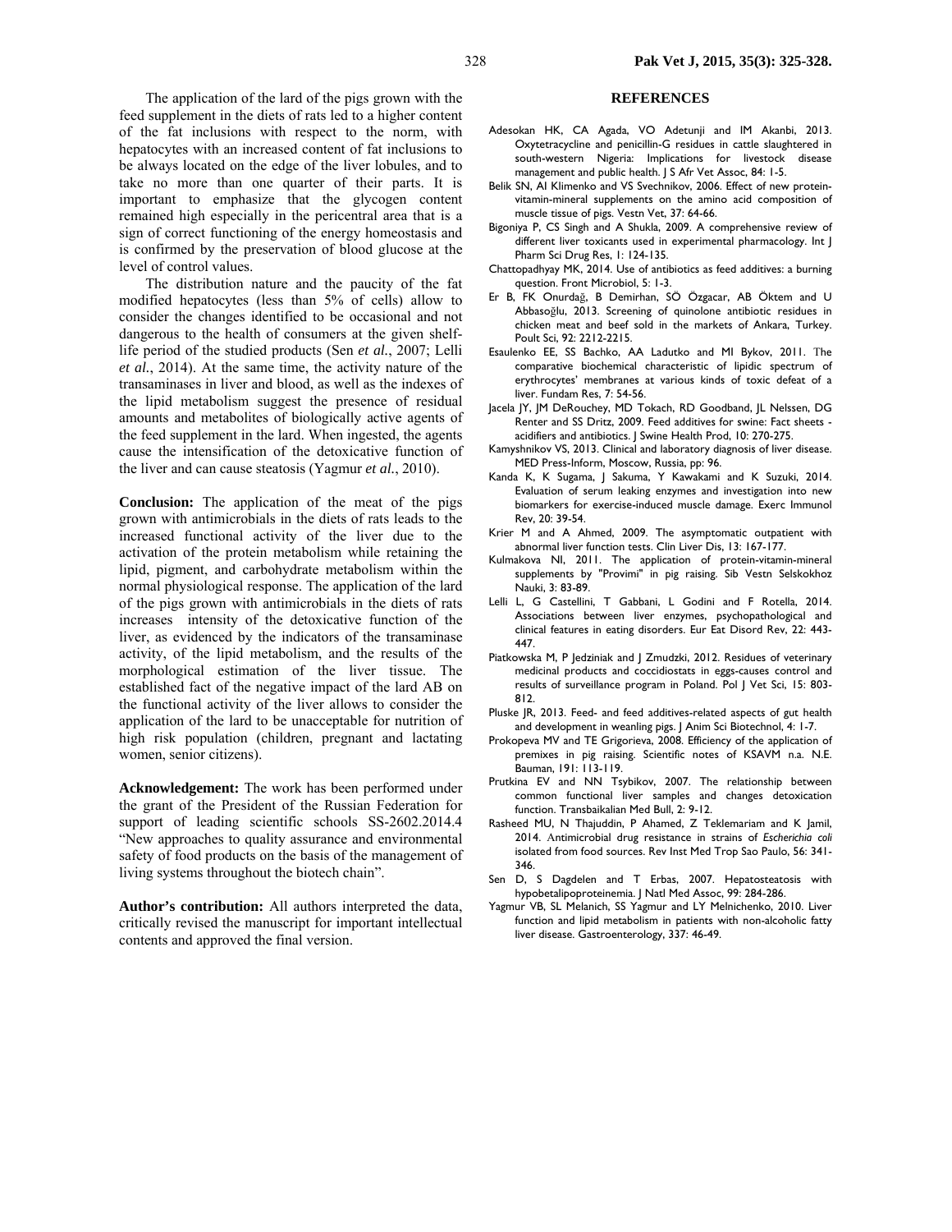The application of the lard of the pigs grown with the feed supplement in the diets of rats led to a higher content of the fat inclusions with respect to the norm, with hepatocytes with an increased content of fat inclusions to be always located on the edge of the liver lobules, and to take no more than one quarter of their parts. It is important to emphasize that the glycogen content remained high especially in the pericentral area that is a sign of correct functioning of the energy homeostasis and is confirmed by the preservation of blood glucose at the level of control values.

The distribution nature and the paucity of the fat modified hepatocytes (less than 5% of cells) allow to consider the changes identified to be occasional and not dangerous to the health of consumers at the given shelf-life period of the studied products (Sen *et al.*, 2007; Lelli *et al.*, 2014). At the same time, the activity nature of the transaminases in liver and blood, as well as the indexes of the lipid metabolism suggest the presence of residual amounts and metabolites of biologically active agents of the feed supplement in the lard. When ingested, the agents cause the intensification of the detoxicative function of the liver and can cause steatosis (Yagmur *et al.*, 2010).

**Conclusion:** The application of the meat of the pigs grown with antimicrobials in the diets of rats leads to the increased functional activity of the liver due to the activation of the protein metabolism while retaining the lipid, pigment, and carbohydrate metabolism within the normal physiological response. The application of the lard of the pigs grown with antimicrobials in the diets of rats increases intensity of the detoxicative function of the liver, as evidenced by the indicators of the transaminase activity, of the lipid metabolism, and the results of the morphological estimation of the liver tissue. The established fact of the negative impact of the lard AB on the functional activity of the liver allows to consider the application of the lard to be unacceptable for nutrition of high risk population (children, pregnant and lactating women, senior citizens).

**Acknowledgement:** The work has been performed under the grant of the President of the Russian Federation for support of leading scientific schools SS-2602.2014.4 "New approaches to quality assurance and environmental safety of food products on the basis of the management of living systems throughout the biotech chain".

**Author's contribution:** All authors interpreted the data, critically revised the manuscript for important intellectual contents and approved the final version.

## REFERENCES

Adesokan HK, CA Agada, VO Adetunji and IM Akanbi, 2013. Oxytetracycline and penicillin-G residues in cattle slaughtered in south-western Nigeria: Implications for livestock disease management and public health. J S Afr Vet Assoc, 84: 1-5.

Belik SN, AI Klimenko and VS Svechnikov, 2006. Effect of new protein-vitamin-mineral supplements on the amino acid composition of muscle tissue of pigs. Vestn Vet, 37: 64-66.

Bigoniya P, CS Singh and A Shukla, 2009. A comprehensive review of different liver toxicants used in experimental pharmacology. Int J Pharm Sci Drug Res, 1: 124-135.

Chattopadhyay MK, 2014. Use of antibiotics as feed additives: a burning question. Front Microbiol, 5: 1-3.

Er B, FK Onurdağ, B Demirhan, SÖ Özgacar, AB Öktem and U Abbasoğlu, 2013. Screening of quinolone antibiotic residues in chicken meat and beef sold in the markets of Ankara, Turkey. Poult Sci, 92: 2212-2215.

Esaulenko EE, SS Bachko, AA Ladutko and MI Bykov, 2011. The comparative biochemical characteristic of lipidic spectrum of erythrocytes' membranes at various kinds of toxic defeat of a liver. Fundam Res, 7: 54-56.

Jacela JY, JM DeRouchey, MD Tokach, RD Goodband, JL Nelssen, DG Renter and SS Dritz, 2009. Feed additives for swine: Fact sheets - acidifiers and antibiotics. J Swine Health Prod, 10: 270-275.

Kamyshnikov VS, 2013. Clinical and laboratory diagnosis of liver disease. MED Press-Inform, Moscow, Russia, pp: 96.

Kanda K, K Sugama, J Sakuma, Y Kawakami and K Suzuki, 2014. Evaluation of serum leaking enzymes and investigation into new biomarkers for exercise-induced muscle damage. Exerc Immunol Rev, 20: 39-54.

Krier M and A Ahmed, 2009. The asymptomatic outpatient with abnormal liver function tests. Clin Liver Dis, 13: 167-177.

Kulmakova NI, 2011. The application of protein-vitamin-mineral supplements by "Provimi" in pig raising. Sib Vestn Selskokhoz Nauki, 3: 83-89.

Lelli L, G Castellini, T Gabbani, L Godini and F Rotella, 2014. Associations between liver enzymes, psychopathological and clinical features in eating disorders. Eur Eat Disord Rev, 22: 443-447.

Piatkowska M, P Jedziniak and J Zmudzki, 2012. Residues of veterinary medicinal products and coccidiostats in eggs-causes control and results of surveillance program in Poland. Pol J Vet Sci, 15: 803-812.

Pluske JR, 2013. Feed- and feed additives-related aspects of gut health and development in weanling pigs. J Anim Sci Biotechnol, 4: 1-7.

Prokopeva MV and TE Grigorieva, 2008. Efficiency of the application of premixes in pig raising. Scientific notes of KSAVM n.a. N.E. Bauman, 191: 113-119.

Prutkina EV and NN Tsybikov, 2007. The relationship between common functional liver samples and changes detoxication function. Transbaikalian Med Bull, 2: 9-12.

Rasheed MU, N Thajuddin, P Ahamed, Z Teklemariam and K Jamil, 2014. Antimicrobial drug resistance in strains of *Escherichia coli* isolated from food sources. Rev Inst Med Trop Sao Paulo, 56: 341-346.

Sen D, S Dagdelen and T Erbas, 2007. Hepatosteatosis with hypobetalipoproteinemia. J Natl Med Assoc, 99: 284-286.

Yagmur VB, SL Melanich, SS Yagmur and LY Melnichenko, 2010. Liver function and lipid metabolism in patients with non-alcoholic fatty liver disease. Gastroenterology, 337: 46-49.